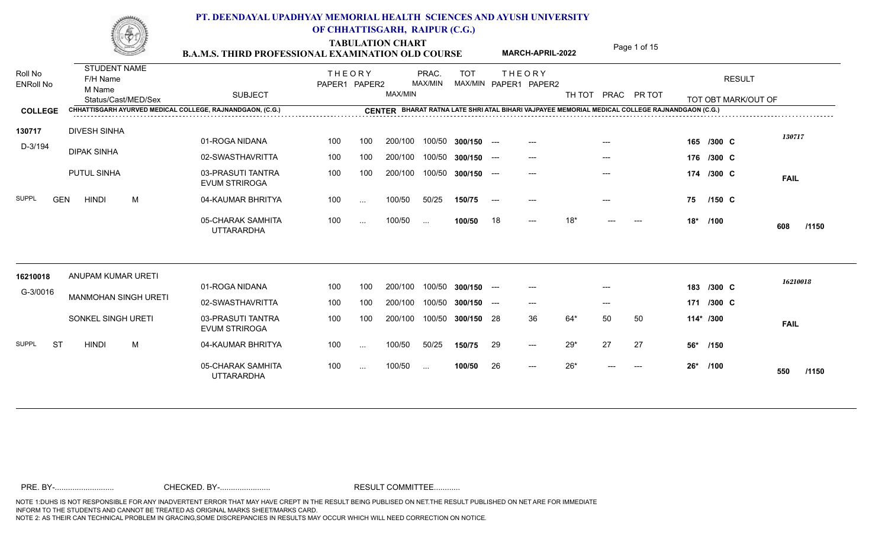# PT. DEENDAYAL UPADHYAY MEMORIAL HEALTH SCIENCES AND AYUSH UNIVERSITY OF CHHATTISGARH, RAIPUR (C.G.)

## TABULATION CHART

### B.A.M.S. THIRD PROFESSIONAL EXAMINATION OLD COURSE — MARCH-APRIL-2022

**COLLEGE:** CHHATTISGARH AYURVED MEDICAL COLLEGE, RAJNANDGAON, (C.G.)

**CENTER:** BHARAT RATNA LATE SHRI ATAL BIHARI VAJPAYEE MEMORIAL MEDICAL COLLEGE RAJNANDGAON (C.G.)

| Roll No / ENRoll No | STUDENT NAME / F/H Name / M Name / Status/Cast/MED/Sex | SUBJECT | THEORY PAPER1 | THEORY PAPER2 | MAX/MIN | PRAC. MAX/MIN | TOT MAX/MIN | THEORY PAPER1 | THEORY PAPER2 | TH TOT | PRAC | PR TOT | TOT OBT MARK/OUT OF | RESULT |
|---|---|---|---|---|---|---|---|---|---|---|---|---|---|---|
| 130717 | DIVESH SINHA | 01-ROGA NIDANA | 100 | 100 | 200/100 | 100/50 | 300/150 | --- | --- | | --- | | 165 /300 C | 130717 |
| D-3/194 | DIPAK SINHA | 02-SWASTHAVRITTA | 100 | 100 | 200/100 | 100/50 | 300/150 | --- | --- | | --- | | 176 /300 C | |
| | PUTUL SINHA | 03-PRASUTI TANTRA EVUM STRIROGA | 100 | 100 | 200/100 | 100/50 | 300/150 | --- | --- | | --- | | 174 /300 C | FAIL |
| SUPPL | GEN HINDI M | 04-KAUMAR BHRITYA | 100 | ... | 100/50 | 50/25 | 150/75 | --- | --- | | --- | | 75 /150 C | |
| | | 05-CHARAK SAMHITA UTTARARDHA | 100 | ... | 100/50 | ... | 100/50 | 18 | --- | 18* | --- | --- | 18* /100 | 608 /1150 |
| 16210018 | ANUPAM KUMAR URETI | 01-ROGA NIDANA | 100 | 100 | 200/100 | 100/50 | 300/150 | --- | --- | | --- | | 183 /300 C | 16210018 |
| G-3/0016 | MANMOHAN SINGH URETI | 02-SWASTHAVRITTA | 100 | 100 | 200/100 | 100/50 | 300/150 | --- | --- | | --- | | 171 /300 C | |
| | SONKEL SINGH URETI | 03-PRASUTI TANTRA EVUM STRIROGA | 100 | 100 | 200/100 | 100/50 | 300/150 | 28 | 36 | 64* | 50 | 50 | 114* /300 | FAIL |
| SUPPL | ST HINDI M | 04-KAUMAR BHRITYA | 100 | ... | 100/50 | 50/25 | 150/75 | 29 | --- | 29* | 27 | 27 | 56* /150 | |
| | | 05-CHARAK SAMHITA UTTARARDHA | 100 | ... | 100/50 | ... | 100/50 | 26 | --- | 26* | --- | --- | 26* /100 | 550 /1150 |

PRE. BY-.......................... CHECKED. BY-....................... RESULT COMMITTEE...........

NOTE 1:DUHS IS NOT RESPONSIBLE FOR ANY INADVERTENT ERROR THAT MAY HAVE CREPT IN THE RESULT BEING PUBLISED ON NET.THE RESULT PUBLISHED ON NET ARE FOR IMMEDIATE INFORM TO THE STUDENTS AND CANNOT BE TREATED AS ORIGINAL MARKS SHEET/MARKS CARD.
NOTE 2: AS THEIR CAN TECHNICAL PROBLEM IN GRACING,SOME DISCREPANCIES IN RESULTS MAY OCCUR WHICH WILL NEED CORRECTION ON NOTICE.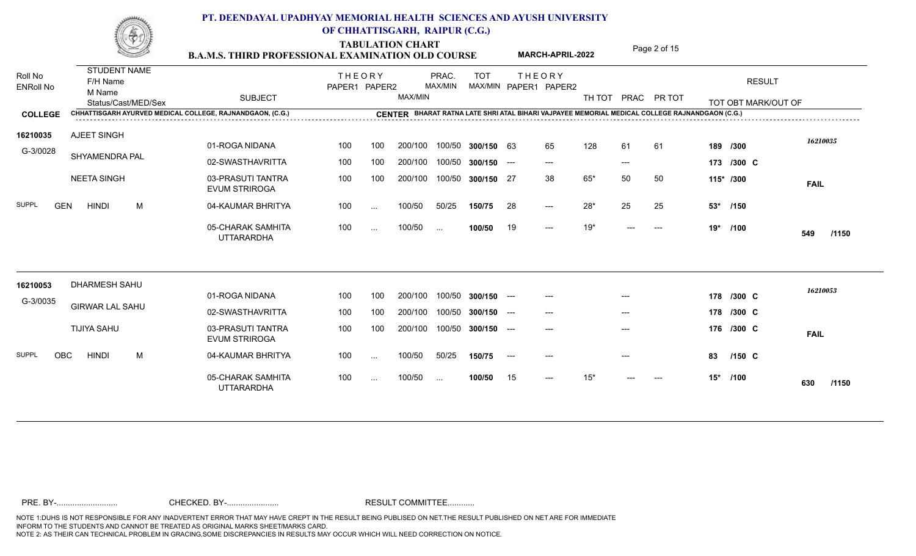# PT. DEENDAYAL UPADHYAY MEMORIAL HEALTH SCIENCES AND AYUSH UNIVERSITY OF CHHATTISGARH, RAIPUR (C.G.)

## TABULATION CHART

### B.A.M.S. THIRD PROFESSIONAL EXAMINATION OLD COURSE — MARCH-APRIL-2022

**COLLEGE:** CHHATTISGARH AYURVED MEDICAL COLLEGE, RAJNANDGAON, (C.G.)

**CENTER:** BHARAT RATNA LATE SHRI ATAL BIHARI VAJPAYEE MEMORIAL MEDICAL COLLEGE RAJNANDGAON (C.G.)

| Roll No / ENRoll No | STUDENT NAME / F/H Name / M Name / Status/Cast/MED/Sex | SUBJECT | THEORY PAPER1 | THEORY PAPER2 | PRAC. MAX/MIN | MAX/MIN | TOT MAX/MIN | THEORY PAPER1 | THEORY PAPER2 | TH TOT | PRAC | PR TOT | TOT OBT MARK/OUT OF | RESULT |
|---|---|---|---|---|---|---|---|---|---|---|---|---|---|---|
| 16210035 | AJEET SINGH | 01-ROGA NIDANA | 100 | 100 | 200/100 | 100/50 | 300/150 | 63 | 65 | 128 | 61 | 61 | 189 /300 | 16210035 |
| G-3/0028 | SHYAMENDRA PAL | 02-SWASTHAVRITTA | 100 | 100 | 200/100 | 100/50 | 300/150 | --- | --- | | --- | | 173 /300 C | |
| | NEETA SINGH | 03-PRASUTI TANTRA EVUM STRIROGA | 100 | 100 | 200/100 | 100/50 | 300/150 | 27 | 38 | 65* | 50 | 50 | 115* /300 | FAIL |
| SUPPL | GEN HINDI M | 04-KAUMAR BHRITYA | 100 | ... | 100/50 | 50/25 | 150/75 | 28 | --- | 28* | 25 | 25 | 53* /150 | |
| | | 05-CHARAK SAMHITA UTTARARDHA | 100 | ... | 100/50 | ... | 100/50 | 19 | --- | 19* | --- | --- | 19* /100 | 549 /1150 |
| 16210053 | DHARMESH SAHU | 01-ROGA NIDANA | 100 | 100 | 200/100 | 100/50 | 300/150 | --- | --- | | --- | | 178 /300 C | 16210053 |
| G-3/0035 | GIRWAR LAL SAHU | 02-SWASTHAVRITTA | 100 | 100 | 200/100 | 100/50 | 300/150 | --- | --- | | --- | | 178 /300 C | |
| | TIJIYA SAHU | 03-PRASUTI TANTRA EVUM STRIROGA | 100 | 100 | 200/100 | 100/50 | 300/150 | --- | --- | | --- | | 176 /300 C | FAIL |
| SUPPL | OBC HINDI M | 04-KAUMAR BHRITYA | 100 | ... | 100/50 | 50/25 | 150/75 | --- | --- | | --- | | 83 /150 C | |
| | | 05-CHARAK SAMHITA UTTARARDHA | 100 | ... | 100/50 | ... | 100/50 | 15 | --- | 15* | --- | --- | 15* /100 | 630 /1150 |

PRE. BY-.......................... CHECKED. BY-....................... RESULT COMMITTEE...........

NOTE 1:DUHS IS NOT RESPONSIBLE FOR ANY INADVERTENT ERROR THAT MAY HAVE CREPT IN THE RESULT BEING PUBLISED ON NET.THE RESULT PUBLISHED ON NET ARE FOR IMMEDIATE INFORM TO THE STUDENTS AND CANNOT BE TREATED AS ORIGINAL MARKS SHEET/MARKS CARD.
NOTE 2: AS THEIR CAN TECHNICAL PROBLEM IN GRACING,SOME DISCREPANCIES IN RESULTS MAY OCCUR WHICH WILL NEED CORRECTION ON NOTICE.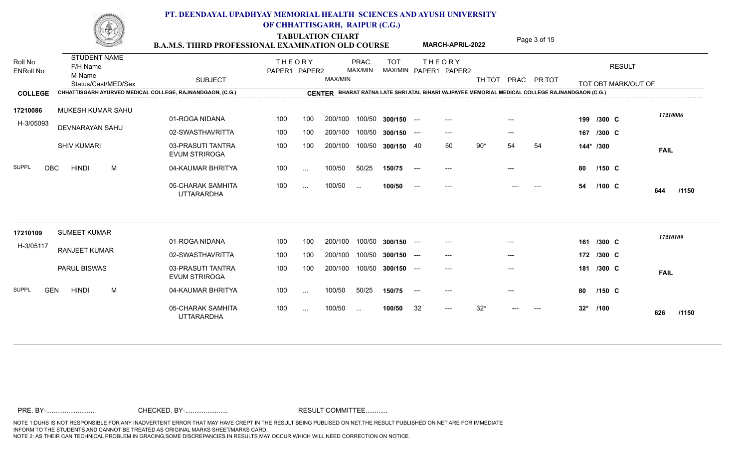# PT. DEENDAYAL UPADHYAY MEMORIAL HEALTH SCIENCES AND AYUSH UNIVERSITY OF CHHATTISGARH, RAIPUR (C.G.)

## TABULATION CHART

**B.A.M.S. THIRD PROFESSIONAL EXAMINATION OLD COURSE** **MARCH-APRIL-2022**

| Roll No / ENRoll No | STUDENT NAME / F/H Name / M Name / Status/Cast/MED/Sex | SUBJECT | THEORY PAPER1 | THEORY PAPER2 | MAX/MIN | PRAC. MAX/MIN | TOT MAX/MIN | THEORY PAPER1 | THEORY PAPER2 | TH TOT | PRAC | PR TOT | TOT OBT MARK/OUT OF | RESULT |
|---|---|---|---|---|---|---|---|---|---|---|---|---|---|---|
| **COLLEGE** | CHHATTISGARH AYURVED MEDICAL COLLEGE, RAJNANDGAON, (C.G.) | | | | | | | **CENTER** BHARAT RATNA LATE SHRI ATAL BIHARI VAJPAYEE MEMORIAL MEDICAL COLLEGE RAJNANDGAON (C.G.) | | | | | | |
| **17210086** | MUKESH KUMAR SAHU | 01-ROGA NIDANA | 100 | 100 | 200/100 | 100/50 | **300/150** | --- | --- | | --- | | **199 /300 C** | *17210086* |
| H-3/05093 | DEVNARAYAN SAHU | 02-SWASTHAVRITTA | 100 | 100 | 200/100 | 100/50 | **300/150** | --- | --- | | --- | | **167 /300 C** | |
| | SHIV KUMARI | 03-PRASUTI TANTRA EVUM STRIROGA | 100 | 100 | 200/100 | 100/50 | **300/150** | 40 | 50 | 90* | 54 | 54 | **144* /300** | **FAIL** |
| SUPPL | OBC HINDI M | 04-KAUMAR BHRITYA | 100 | ... | 100/50 | 50/25 | **150/75** | --- | --- | | --- | | **80 /150 C** | |
| | | 05-CHARAK SAMHITA UTTARARDHA | 100 | ... | 100/50 | ... | **100/50** | --- | --- | | --- | --- | **54 /100 C** | **644 /1150** |
| **17210109** | SUMEET KUMAR | 01-ROGA NIDANA | 100 | 100 | 200/100 | 100/50 | **300/150** | --- | --- | | --- | | **161 /300 C** | *17210109* |
| H-3/05117 | RANJEET KUMAR | 02-SWASTHAVRITTA | 100 | 100 | 200/100 | 100/50 | **300/150** | --- | --- | | --- | | **172 /300 C** | |
| | PARUL BISWAS | 03-PRASUTI TANTRA EVUM STRIROGA | 100 | 100 | 200/100 | 100/50 | **300/150** | --- | --- | | --- | | **181 /300 C** | **FAIL** |
| SUPPL | GEN HINDI M | 04-KAUMAR BHRITYA | 100 | ... | 100/50 | 50/25 | **150/75** | --- | --- | | --- | | **80 /150 C** | |
| | | 05-CHARAK SAMHITA UTTARARDHA | 100 | ... | 100/50 | ... | **100/50** | 32 | --- | 32* | --- | --- | **32* /100** | **626 /1150** |

PRE. BY-.......................... CHECKED. BY-....................... RESULT COMMITTEE...........

NOTE 1:DUHS IS NOT RESPONSIBLE FOR ANY INADVERTENT ERROR THAT MAY HAVE CREPT IN THE RESULT BEING PUBLISED ON NET.THE RESULT PUBLISHED ON NET ARE FOR IMMEDIATE INFORM TO THE STUDENTS AND CANNOT BE TREATED AS ORIGINAL MARKS SHEET/MARKS CARD.
NOTE 2: AS THEIR CAN TECHNICAL PROBLEM IN GRACING,SOME DISCREPANCIES IN RESULTS MAY OCCUR WHICH WILL NEED CORRECTION ON NOTICE.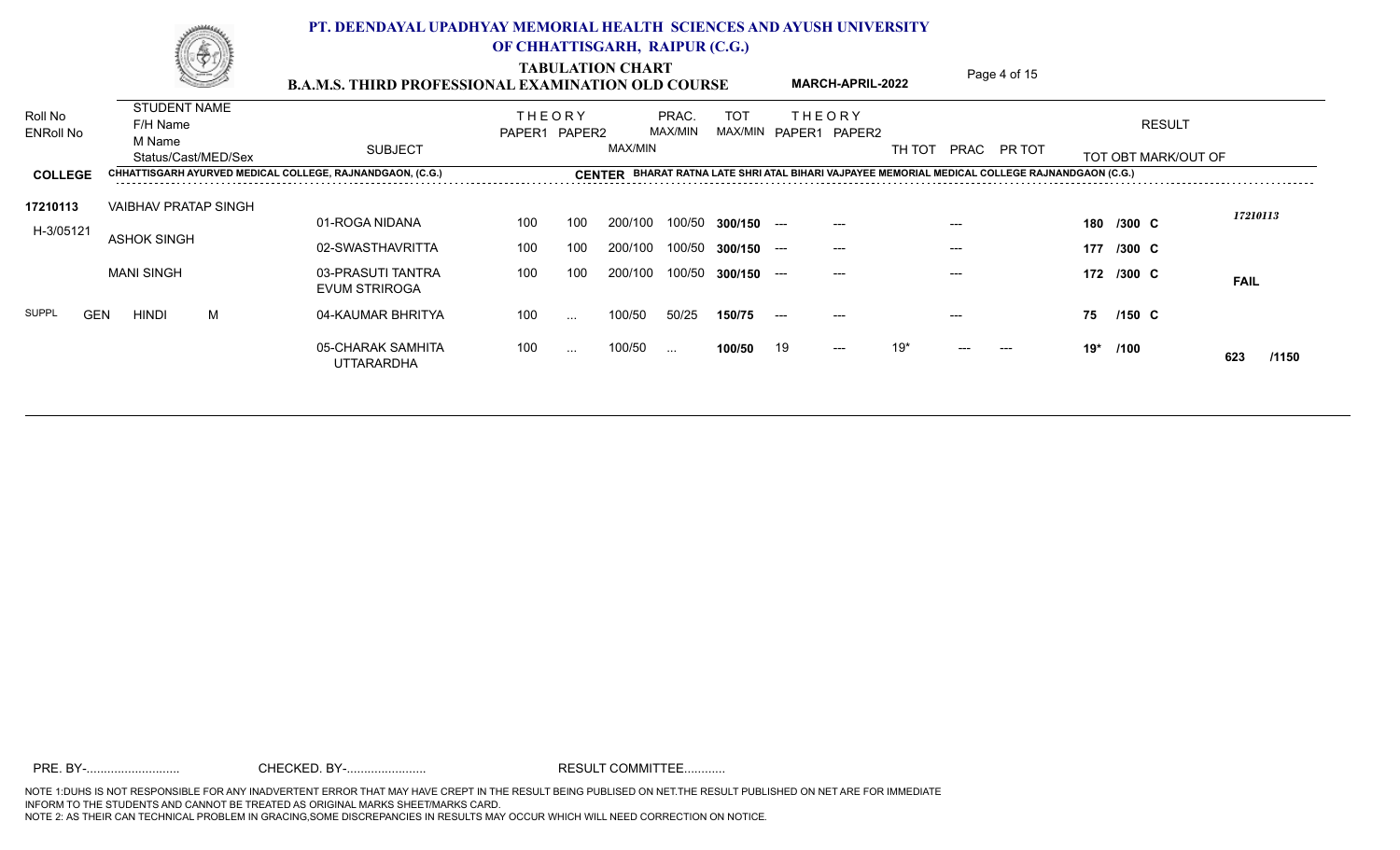# PT. DEENDAYAL UPADHYAY MEMORIAL HEALTH SCIENCES AND AYUSH UNIVERSITY OF CHHATTISGARH, RAIPUR (C.G.)

## TABULATION CHART

**B.A.M.S. THIRD PROFESSIONAL EXAMINATION OLD COURSE** — **MARCH-APRIL-2022**

| Roll No / ENRoll No | STUDENT NAME / F/H Name / M Name / Status/Cast/MED/Sex | SUBJECT | THEORY PAPER1 | THEORY PAPER2 | MAX/MIN | PRAC. MAX/MIN | TOT MAX/MIN | THEORY PAPER1 | THEORY PAPER2 | TH TOT | PRAC | PR TOT | RESULT TOT OBT MARK/OUT OF | |
|---|---|---|---|---|---|---|---|---|---|---|---|---|---|---|
| **COLLEGE** | CHHATTISGARH AYURVED MEDICAL COLLEGE, RAJNANDGAON, (C.G.) | | | | | | | | | | | | **CENTER** BHARAT RATNA LATE SHRI ATAL BIHARI VAJPAYEE MEMORIAL MEDICAL COLLEGE RAJNANDGAON (C.G.) | |
| **17210113** | VAIBHAV PRATAP SINGH | 01-ROGA NIDANA | 100 | 100 | 200/100 | 100/50 | **300/150** | --- | --- | | --- | | **180 /300 C** | *17210113* |
| H-3/05121 | ASHOK SINGH | 02-SWASTHAVRITTA | 100 | 100 | 200/100 | 100/50 | **300/150** | --- | --- | | --- | | **177 /300 C** | |
| | MANI SINGH | 03-PRASUTI TANTRA EVUM STRIROGA | 100 | 100 | 200/100 | 100/50 | **300/150** | --- | --- | | --- | | **172 /300 C** | **FAIL** |
| SUPPL | GEN HINDI M | 04-KAUMAR BHRITYA | 100 | ... | 100/50 | 50/25 | **150/75** | --- | --- | | --- | | **75 /150 C** | |
| | | 05-CHARAK SAMHITA UTTARARDHA | 100 | ... | 100/50 | ... | **100/50** | 19 | --- | 19* | --- | --- | **19* /100** | **623 /1150** |

PRE. BY-........................... CHECKED. BY-....................... RESULT COMMITTEE............

NOTE 1:DUHS IS NOT RESPONSIBLE FOR ANY INADVERTENT ERROR THAT MAY HAVE CREPT IN THE RESULT BEING PUBLISED ON NET.THE RESULT PUBLISHED ON NET ARE FOR IMMEDIATE INFORM TO THE STUDENTS AND CANNOT BE TREATED AS ORIGINAL MARKS SHEET/MARKS CARD.
NOTE 2: AS THEIR CAN TECHNICAL PROBLEM IN GRACING,SOME DISCREPANCIES IN RESULTS MAY OCCUR WHICH WILL NEED CORRECTION ON NOTICE.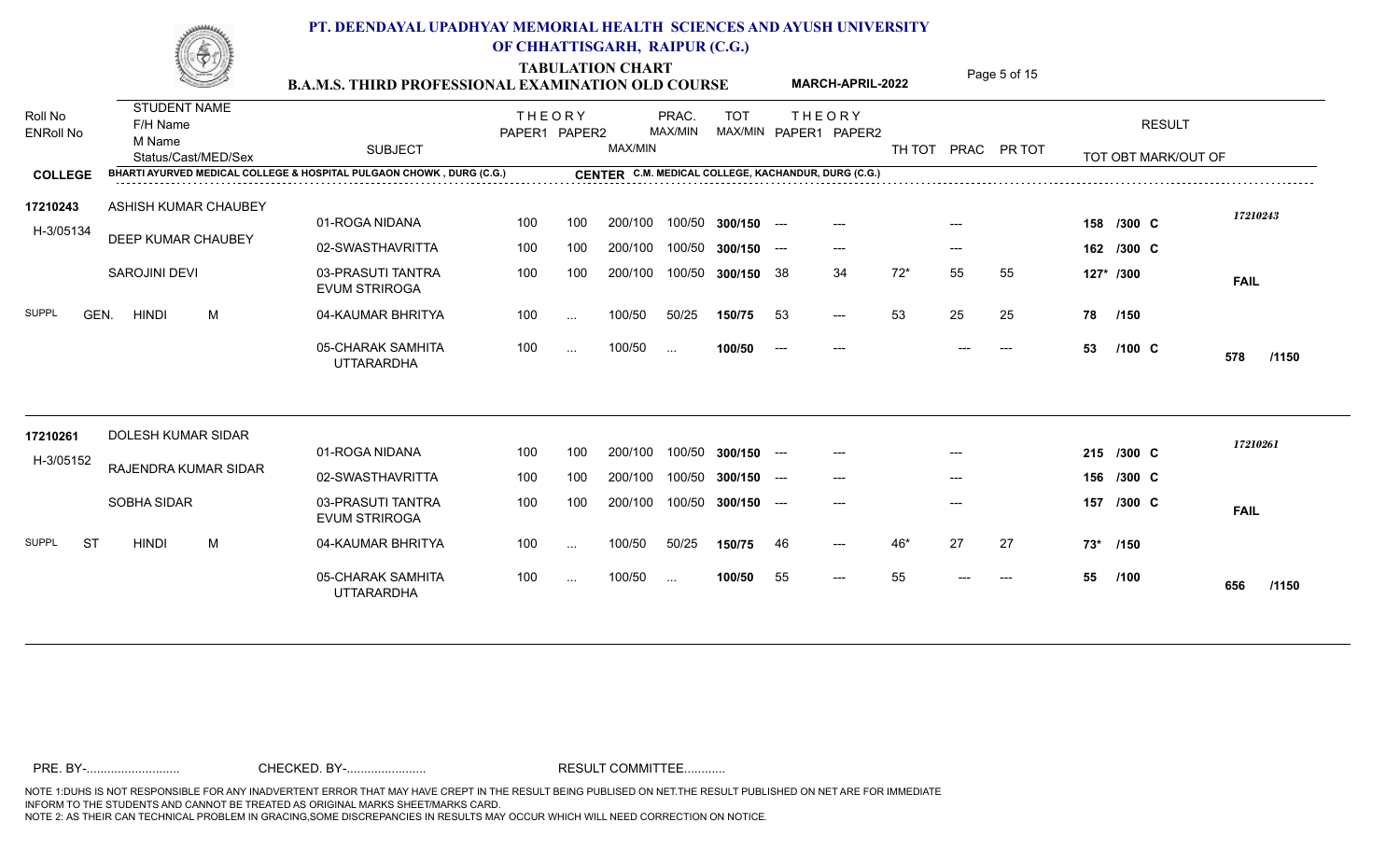# PT. DEENDAYAL UPADHYAY MEMORIAL HEALTH SCIENCES AND AYUSH UNIVERSITY OF CHHATTISGARH, RAIPUR (C.G.)

## TABULATION CHART

**B.A.M.S. THIRD PROFESSIONAL EXAMINATION OLD COURSE** — **MARCH-APRIL-2022**

**COLLEGE**: BHARTI AYURVED MEDICAL COLLEGE & HOSPITAL PULGAON CHOWK , DURG (C.G.)
**CENTER**: C.M. MEDICAL COLLEGE, KACHANDUR, DURG (C.G.)

| Roll No / ENRoll No | STUDENT NAME / F/H Name / M Name / Status/Cast/MED/Sex | SUBJECT | THEORY PAPER1 | THEORY PAPER2 | MAX/MIN | PRAC. MAX/MIN | TOT MAX/MIN | THEORY PAPER1 | THEORY PAPER2 | TH TOT | PRAC | PR TOT | TOT OBT MARK/OUT OF | RESULT |
|---|---|---|---|---|---|---|---|---|---|---|---|---|---|---|
| 17210243 | ASHISH KUMAR CHAUBEY | 01-ROGA NIDANA | 100 | 100 | 200/100 | 100/50 | 300/150 | --- | --- | | --- | | 158 /300 C | 17210243 |
| H-3/05134 | DEEP KUMAR CHAUBEY | 02-SWASTHAVRITTA | 100 | 100 | 200/100 | 100/50 | 300/150 | --- | --- | | --- | | 162 /300 C | |
| | SAROJINI DEVI | 03-PRASUTI TANTRA EVUM STRIROGA | 100 | 100 | 200/100 | 100/50 | 300/150 | 38 | 34 | 72* | 55 | 55 | 127* /300 | FAIL |
| SUPPL | GEN. HINDI M | 04-KAUMAR BHRITYA | 100 | ... | 100/50 | 50/25 | 150/75 | 53 | --- | 53 | 25 | 25 | 78 /150 | |
| | | 05-CHARAK SAMHITA UTTARARDHA | 100 | ... | 100/50 | ... | 100/50 | --- | --- | | --- | --- | 53 /100 C | 578 /1150 |
| 17210261 | DOLESH KUMAR SIDAR | 01-ROGA NIDANA | 100 | 100 | 200/100 | 100/50 | 300/150 | --- | --- | | --- | | 215 /300 C | 17210261 |
| H-3/05152 | RAJENDRA KUMAR SIDAR | 02-SWASTHAVRITTA | 100 | 100 | 200/100 | 100/50 | 300/150 | --- | --- | | --- | | 156 /300 C | |
| | SOBHA SIDAR | 03-PRASUTI TANTRA EVUM STRIROGA | 100 | 100 | 200/100 | 100/50 | 300/150 | --- | --- | | --- | | 157 /300 C | FAIL |
| SUPPL | ST HINDI M | 04-KAUMAR BHRITYA | 100 | ... | 100/50 | 50/25 | 150/75 | 46 | --- | 46* | 27 | 27 | 73* /150 | |
| | | 05-CHARAK SAMHITA UTTARARDHA | 100 | ... | 100/50 | ... | 100/50 | 55 | --- | 55 | --- | --- | 55 /100 | 656 /1150 |

PRE. BY-.......................... CHECKED. BY-....................... RESULT COMMITTEE...........

NOTE 1:DUHS IS NOT RESPONSIBLE FOR ANY INADVERTENT ERROR THAT MAY HAVE CREPT IN THE RESULT BEING PUBLISED ON NET.THE RESULT PUBLISHED ON NET ARE FOR IMMEDIATE INFORM TO THE STUDENTS AND CANNOT BE TREATED AS ORIGINAL MARKS SHEET/MARKS CARD.
NOTE 2: AS THEIR CAN TECHNICAL PROBLEM IN GRACING,SOME DISCREPANCIES IN RESULTS MAY OCCUR WHICH WILL NEED CORRECTION ON NOTICE.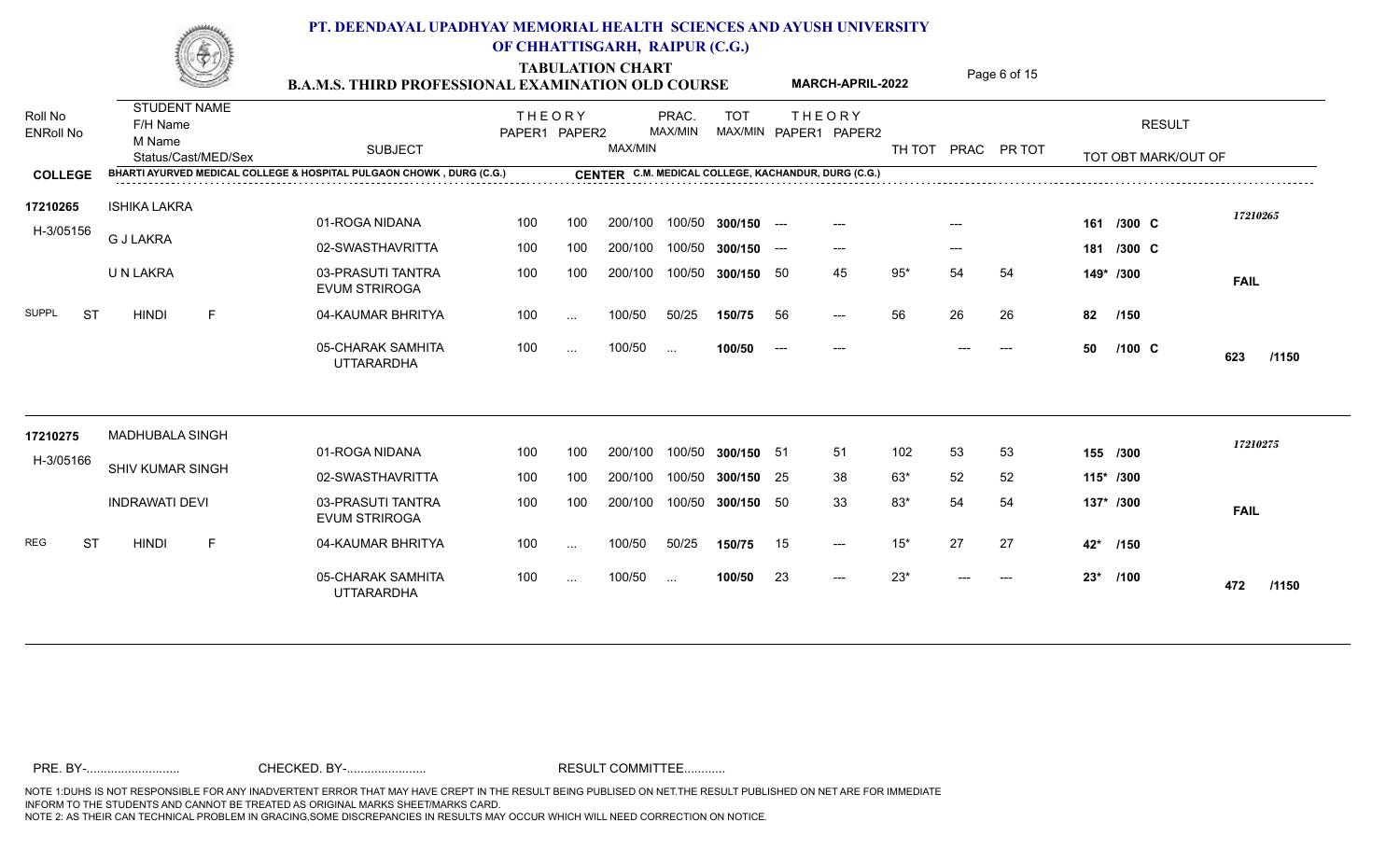# PT. DEENDAYAL UPADHYAY MEMORIAL HEALTH SCIENCES AND AYUSH UNIVERSITY OF CHHATTISGARH, RAIPUR (C.G.)

## TABULATION CHART

**B.A.M.S. THIRD PROFESSIONAL EXAMINATION OLD COURSE** — **MARCH-APRIL-2022**

**COLLEGE:** BHARTI AYURVED MEDICAL COLLEGE & HOSPITAL PULGAON CHOWK , DURG (C.G.)
**CENTER:** C.M. MEDICAL COLLEGE, KACHANDUR, DURG (C.G.)

| Roll No / ENRoll No | STUDENT NAME / F/H Name / M Name / Status/Cast/MED/Sex | SUBJECT | THEORY PAPER1 | THEORY PAPER2 | MAX/MIN | PRAC. MAX/MIN | TOT MAX/MIN | THEORY PAPER1 | THEORY PAPER2 | TH TOT | PRAC | PR TOT | TOT OBT MARK/OUT OF | RESULT |
|---|---|---|---|---|---|---|---|---|---|---|---|---|---|---|
| 17210265 | ISHIKA LAKRA | 01-ROGA NIDANA | 100 | 100 | 200/100 | 100/50 | 300/150 | --- | --- | | --- | | 161 /300 C | 17210265 |
| H-3/05156 | G J LAKRA | 02-SWASTHAVRITTA | 100 | 100 | 200/100 | 100/50 | 300/150 | --- | --- | | --- | | 181 /300 C | |
| | U N LAKRA | 03-PRASUTI TANTRA EVUM STRIROGA | 100 | 100 | 200/100 | 100/50 | 300/150 | 50 | 45 | 95* | 54 | 54 | 149* /300 | FAIL |
| | SUPPL ST HINDI F | 04-KAUMAR BHRITYA | 100 | ... | 100/50 | 50/25 | 150/75 | 56 | --- | 56 | 26 | 26 | 82 /150 | |
| | | 05-CHARAK SAMHITA UTTARARDHA | 100 | ... | 100/50 | ... | 100/50 | --- | --- | | --- | --- | 50 /100 C | 623 /1150 |
| 17210275 | MADHUBALA SINGH | 01-ROGA NIDANA | 100 | 100 | 200/100 | 100/50 | 300/150 | 51 | 51 | 102 | 53 | 53 | 155 /300 | 17210275 |
| H-3/05166 | SHIV KUMAR SINGH | 02-SWASTHAVRITTA | 100 | 100 | 200/100 | 100/50 | 300/150 | 25 | 38 | 63* | 52 | 52 | 115* /300 | |
| | INDRAWATI DEVI | 03-PRASUTI TANTRA EVUM STRIROGA | 100 | 100 | 200/100 | 100/50 | 300/150 | 50 | 33 | 83* | 54 | 54 | 137* /300 | FAIL |
| | REG ST HINDI F | 04-KAUMAR BHRITYA | 100 | ... | 100/50 | 50/25 | 150/75 | 15 | --- | 15* | 27 | 27 | 42* /150 | |
| | | 05-CHARAK SAMHITA UTTARARDHA | 100 | ... | 100/50 | ... | 100/50 | 23 | --- | 23* | --- | --- | 23* /100 | 472 /1150 |

PRE. BY-.......................... CHECKED. BY-....................... RESULT COMMITTEE...........

NOTE 1:DUHS IS NOT RESPONSIBLE FOR ANY INADVERTENT ERROR THAT MAY HAVE CREPT IN THE RESULT BEING PUBLISED ON NET.THE RESULT PUBLISHED ON NET ARE FOR IMMEDIATE INFORM TO THE STUDENTS AND CANNOT BE TREATED AS ORIGINAL MARKS SHEET/MARKS CARD.
NOTE 2: AS THEIR CAN TECHNICAL PROBLEM IN GRACING,SOME DISCREPANCIES IN RESULTS MAY OCCUR WHICH WILL NEED CORRECTION ON NOTICE.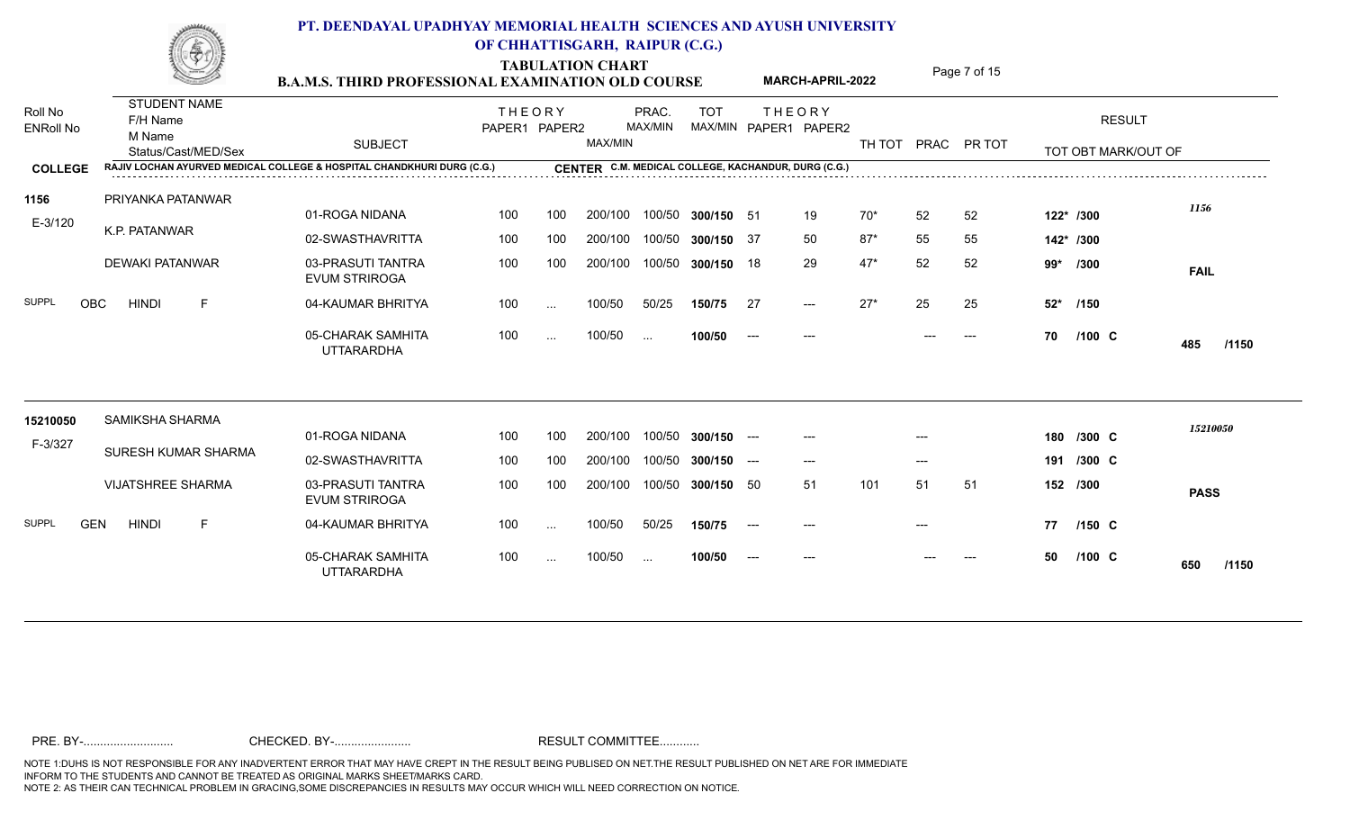# PT. DEENDAYAL UPADHYAY MEMORIAL HEALTH SCIENCES AND AYUSH UNIVERSITY OF CHHATTISGARH, RAIPUR (C.G.)

## TABULATION CHART

**B.A.M.S. THIRD PROFESSIONAL EXAMINATION OLD COURSE** **MARCH-APRIL-2022**

**COLLEGE** RAJIV LOCHAN AYURVED MEDICAL COLLEGE & HOSPITAL CHANDKHURI DURG (C.G.) **CENTER** C.M. MEDICAL COLLEGE, KACHANDUR, DURG (C.G.)

| Roll No / ENRoll No | STUDENT NAME / F/H Name / M Name / Status/Cast/MED/Sex | SUBJECT | THEORY PAPER1 | THEORY PAPER2 | MAX/MIN | PRAC. MAX/MIN | TOT MAX/MIN | THEORY PAPER1 | THEORY PAPER2 | TH TOT | PRAC | PR TOT | TOT OBT MARK/OUT OF | RESULT |
|---|---|---|---|---|---|---|---|---|---|---|---|---|---|---|
| 1156 | PRIYANKA PATANWAR | 01-ROGA NIDANA | 100 | 100 | 200/100 | 100/50 | 300/150 | 51 | 19 | 70* | 52 | 52 | 122* /300 | 1156 |
| E-3/120 | K.P. PATANWAR | 02-SWASTHAVRITTA | 100 | 100 | 200/100 | 100/50 | 300/150 | 37 | 50 | 87* | 55 | 55 | 142* /300 | |
| | DEWAKI PATANWAR | 03-PRASUTI TANTRA EVUM STRIROGA | 100 | 100 | 200/100 | 100/50 | 300/150 | 18 | 29 | 47* | 52 | 52 | 99* /300 | FAIL |
| SUPPL | OBC HINDI F | 04-KAUMAR BHRITYA | 100 | ... | 100/50 | 50/25 | 150/75 | 27 | --- | 27* | 25 | 25 | 52* /150 | |
| | | 05-CHARAK SAMHITA UTTARARDHA | 100 | ... | 100/50 | ... | 100/50 | --- | --- | | --- | --- | 70 /100 C | 485 /1150 |
| 15210050 | SAMIKSHA SHARMA | 01-ROGA NIDANA | 100 | 100 | 200/100 | 100/50 | 300/150 | --- | --- | | --- | | 180 /300 C | 15210050 |
| F-3/327 | SURESH KUMAR SHARMA | 02-SWASTHAVRITTA | 100 | 100 | 200/100 | 100/50 | 300/150 | --- | --- | | --- | | 191 /300 C | |
| | VIJATSHREE SHARMA | 03-PRASUTI TANTRA EVUM STRIROGA | 100 | 100 | 200/100 | 100/50 | 300/150 | 50 | 51 | 101 | 51 | 51 | 152 /300 | PASS |
| SUPPL | GEN HINDI F | 04-KAUMAR BHRITYA | 100 | ... | 100/50 | 50/25 | 150/75 | --- | --- | | --- | | 77 /150 C | |
| | | 05-CHARAK SAMHITA UTTARARDHA | 100 | ... | 100/50 | ... | 100/50 | --- | --- | | --- | --- | 50 /100 C | 650 /1150 |

PRE. BY-.......................... CHECKED. BY-....................... RESULT COMMITTEE...........

NOTE 1:DUHS IS NOT RESPONSIBLE FOR ANY INADVERTENT ERROR THAT MAY HAVE CREPT IN THE RESULT BEING PUBLISED ON NET.THE RESULT PUBLISHED ON NET ARE FOR IMMEDIATE INFORM TO THE STUDENTS AND CANNOT BE TREATED AS ORIGINAL MARKS SHEET/MARKS CARD.
NOTE 2: AS THEIR CAN TECHNICAL PROBLEM IN GRACING,SOME DISCREPANCIES IN RESULTS MAY OCCUR WHICH WILL NEED CORRECTION ON NOTICE.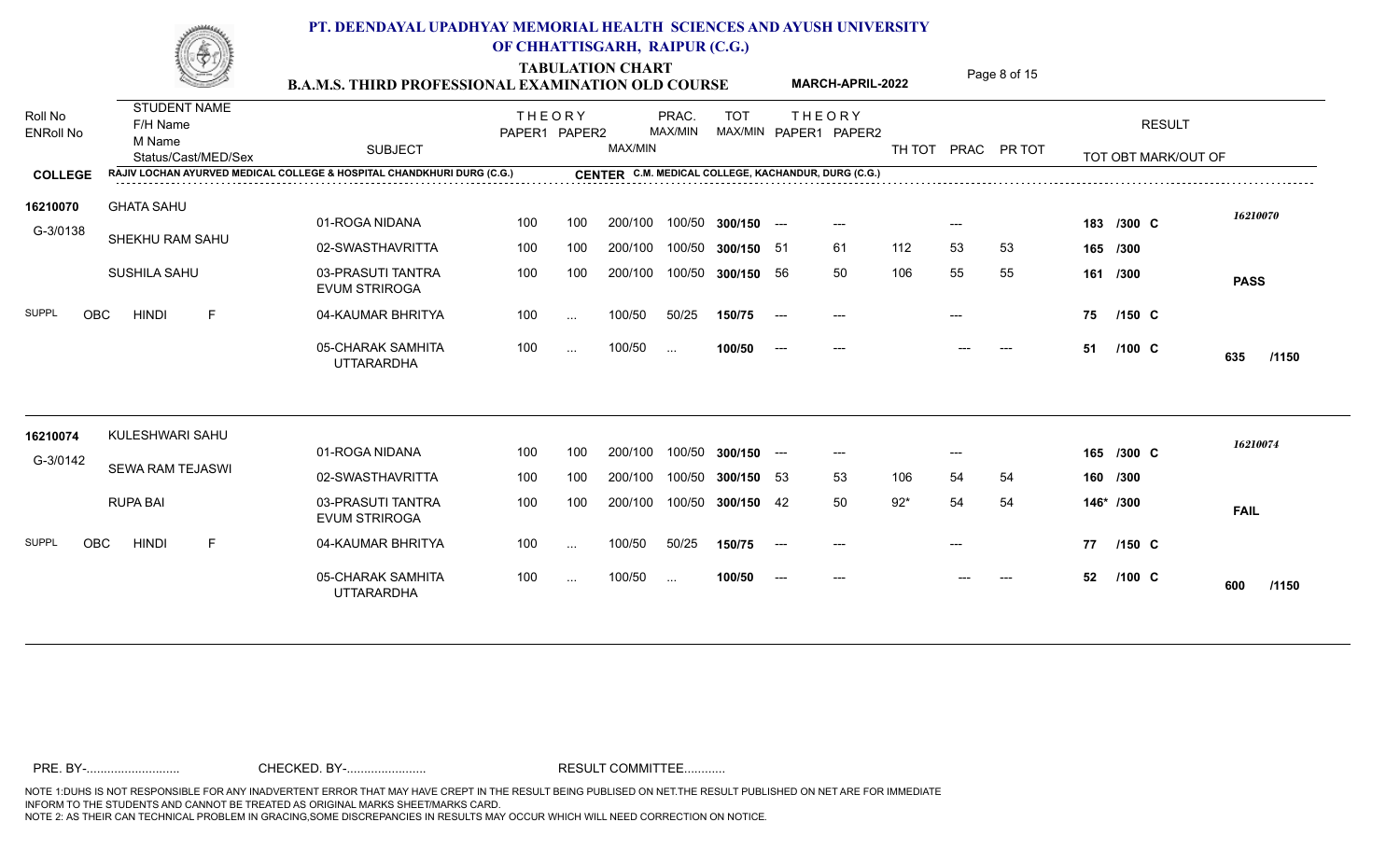## PT. DEENDAYAL UPADHYAY MEMORIAL HEALTH SCIENCES AND AYUSH UNIVERSITY OF CHHATTISGARH, RAIPUR (C.G.)

**TABULATION CHART**

**B.A.M.S. THIRD PROFESSIONAL EXAMINATION OLD COURSE** &nbsp;&nbsp; **MARCH-APRIL-2022**

| Roll No / ENRoll No | STUDENT NAME / F/H Name / M Name / Status/Cast/MED/Sex | SUBJECT | THEORY PAPER1 | THEORY PAPER2 | MAX/MIN | PRAC. MAX/MIN | TOT MAX/MIN | THEORY PAPER1 | THEORY PAPER2 | TH TOT | PRAC | PR TOT | RESULT TOT OBT MARK/OUT OF | |
|---|---|---|---|---|---|---|---|---|---|---|---|---|---|---|
| **COLLEGE** | RAJIV LOCHAN AYURVED MEDICAL COLLEGE & HOSPITAL CHANDKHURI DURG (C.G.) | **CENTER** C.M. MEDICAL COLLEGE, KACHANDUR, DURG (C.G.) | | | | | | | | | | | | |
| 16210070 | GHATA SAHU | 01-ROGA NIDANA | 100 | 100 | 200/100 | 100/50 | 300/150 | --- | --- | | --- | | 183 /300 C | 16210070 |
| G-3/0138 | SHEKHU RAM SAHU | 02-SWASTHAVRITTA | 100 | 100 | 200/100 | 100/50 | 300/150 | 51 | 61 | 112 | 53 | 53 | 165 /300 | |
| | SUSHILA SAHU | 03-PRASUTI TANTRA EVUM STRIROGA | 100 | 100 | 200/100 | 100/50 | 300/150 | 56 | 50 | 106 | 55 | 55 | 161 /300 | PASS |
| SUPPL | OBC HINDI F | 04-KAUMAR BHRITYA | 100 | ... | 100/50 | 50/25 | 150/75 | --- | --- | | --- | | 75 /150 C | |
| | | 05-CHARAK SAMHITA UTTARARDHA | 100 | ... | 100/50 | ... | 100/50 | --- | --- | | --- | --- | 51 /100 C | 635 /1150 |
| 16210074 | KULESHWARI SAHU | 01-ROGA NIDANA | 100 | 100 | 200/100 | 100/50 | 300/150 | --- | --- | | --- | | 165 /300 C | 16210074 |
| G-3/0142 | SEWA RAM TEJASWI | 02-SWASTHAVRITTA | 100 | 100 | 200/100 | 100/50 | 300/150 | 53 | 53 | 106 | 54 | 54 | 160 /300 | |
| | RUPA BAI | 03-PRASUTI TANTRA EVUM STRIROGA | 100 | 100 | 200/100 | 100/50 | 300/150 | 42 | 50 | 92* | 54 | 54 | 146* /300 | FAIL |
| SUPPL | OBC HINDI F | 04-KAUMAR BHRITYA | 100 | ... | 100/50 | 50/25 | 150/75 | --- | --- | | --- | | 77 /150 C | |
| | | 05-CHARAK SAMHITA UTTARARDHA | 100 | ... | 100/50 | ... | 100/50 | --- | --- | | --- | --- | 52 /100 C | 600 /1150 |

PRE. BY-.......................... CHECKED. BY-...................... RESULT COMMITTEE...........

NOTE 1:DUHS IS NOT RESPONSIBLE FOR ANY INADVERTENT ERROR THAT MAY HAVE CREPT IN THE RESULT BEING PUBLISED ON NET.THE RESULT PUBLISHED ON NET ARE FOR IMMEDIATE INFORM TO THE STUDENTS AND CANNOT BE TREATED AS ORIGINAL MARKS SHEET/MARKS CARD.
NOTE 2: AS THEIR CAN TECHNICAL PROBLEM IN GRACING,SOME DISCREPANCIES IN RESULTS MAY OCCUR WHICH WILL NEED CORRECTION ON NOTICE.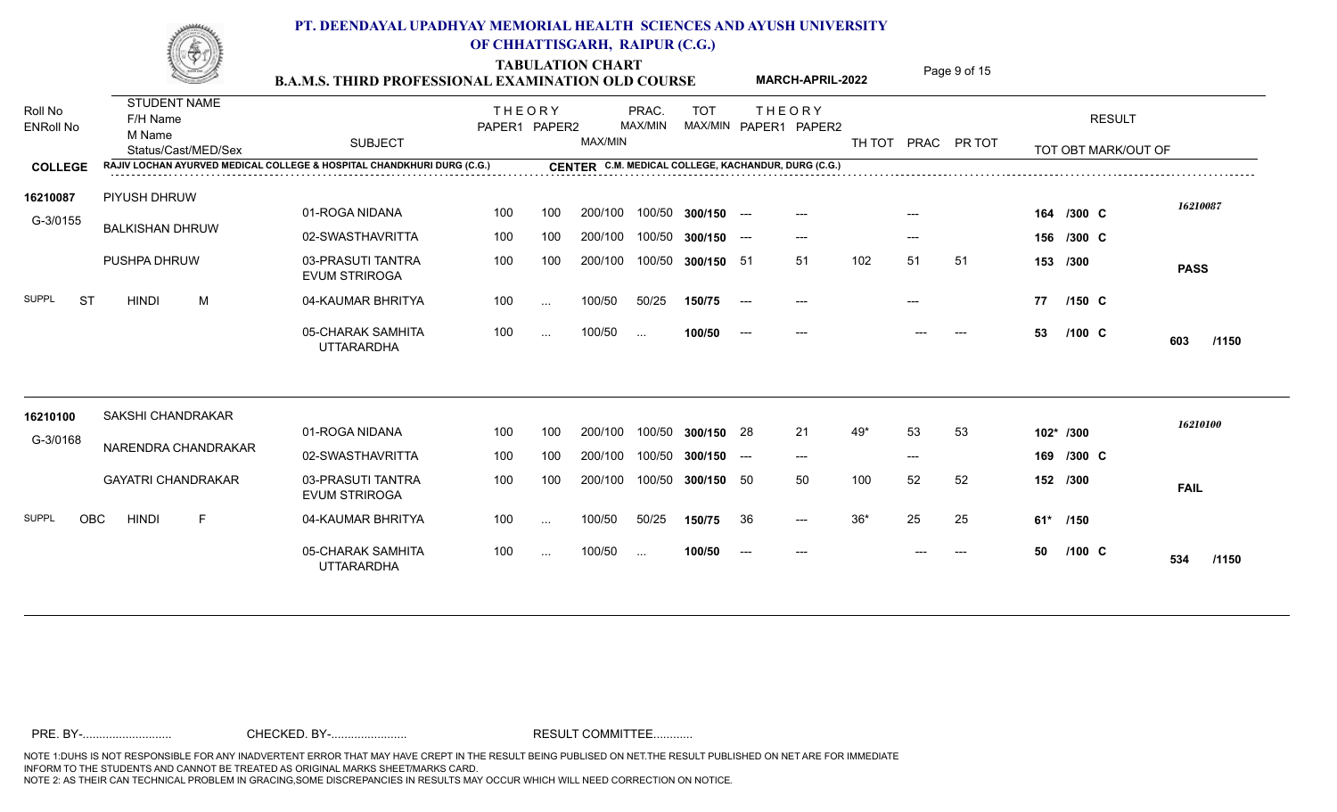# PT. DEENDAYAL UPADHYAY MEMORIAL HEALTH SCIENCES AND AYUSH UNIVERSITY OF CHHATTISGARH, RAIPUR (C.G.)

## TABULATION CHART

**B.A.M.S. THIRD PROFESSIONAL EXAMINATION OLD COURSE** — **MARCH-APRIL-2022**

**COLLEGE:** RAJIV LOCHAN AYURVED MEDICAL COLLEGE & HOSPITAL CHANDKHURI DURG (C.G.)
**CENTER:** C.M. MEDICAL COLLEGE, KACHANDUR, DURG (C.G.)

| Roll No / ENRoll No | STUDENT NAME / F/H Name / M Name / Status/Cast/MED/Sex | SUBJECT | THEORY PAPER1 | THEORY PAPER2 | MAX/MIN | PRAC. MAX/MIN | TOT MAX/MIN | THEORY PAPER1 | THEORY PAPER2 | TH TOT | PRAC | PR TOT | TOT OBT MARK/OUT OF | RESULT |
|---|---|---|---|---|---|---|---|---|---|---|---|---|---|---|
| 16210087 / G-3/0155 | PIYUSH DHRUW | 01-ROGA NIDANA | 100 | 100 | 200/100 | 100/50 | 300/150 | --- | --- | | --- | | 164 /300 C | 16210087 |
| | BALKISHAN DHRUW | 02-SWASTHAVRITTA | 100 | 100 | 200/100 | 100/50 | 300/150 | --- | --- | | --- | | 156 /300 C | |
| | PUSHPA DHRUW | 03-PRASUTI TANTRA EVUM STRIROGA | 100 | 100 | 200/100 | 100/50 | 300/150 | 51 | 51 | 102 | 51 | 51 | 153 /300 | PASS |
| | SUPPL ST HINDI M | 04-KAUMAR BHRITYA | 100 | ... | 100/50 | 50/25 | 150/75 | --- | --- | | --- | | 77 /150 C | |
| | | 05-CHARAK SAMHITA UTTARARDHA | 100 | ... | 100/50 | ... | 100/50 | --- | --- | | --- | --- | 53 /100 C | 603 /1150 |
| 16210100 / G-3/0168 | SAKSHI CHANDRAKAR | 01-ROGA NIDANA | 100 | 100 | 200/100 | 100/50 | 300/150 | 28 | 21 | 49* | 53 | 53 | 102* /300 | 16210100 |
| | NARENDRA CHANDRAKAR | 02-SWASTHAVRITTA | 100 | 100 | 200/100 | 100/50 | 300/150 | --- | --- | | --- | | 169 /300 C | |
| | GAYATRI CHANDRAKAR | 03-PRASUTI TANTRA EVUM STRIROGA | 100 | 100 | 200/100 | 100/50 | 300/150 | 50 | 50 | 100 | 52 | 52 | 152 /300 | FAIL |
| | SUPPL OBC HINDI F | 04-KAUMAR BHRITYA | 100 | ... | 100/50 | 50/25 | 150/75 | 36 | --- | 36* | 25 | 25 | 61* /150 | |
| | | 05-CHARAK SAMHITA UTTARARDHA | 100 | ... | 100/50 | ... | 100/50 | --- | --- | | --- | --- | 50 /100 C | 534 /1150 |

PRE. BY-.......................... CHECKED. BY-....................... RESULT COMMITTEE...........

NOTE 1:DUHS IS NOT RESPONSIBLE FOR ANY INADVERTENT ERROR THAT MAY HAVE CREPT IN THE RESULT BEING PUBLISED ON NET.THE RESULT PUBLISHED ON NET ARE FOR IMMEDIATE INFORM TO THE STUDENTS AND CANNOT BE TREATED AS ORIGINAL MARKS SHEET/MARKS CARD.
NOTE 2: AS THEIR CAN TECHNICAL PROBLEM IN GRACING,SOME DISCREPANCIES IN RESULTS MAY OCCUR WHICH WILL NEED CORRECTION ON NOTICE.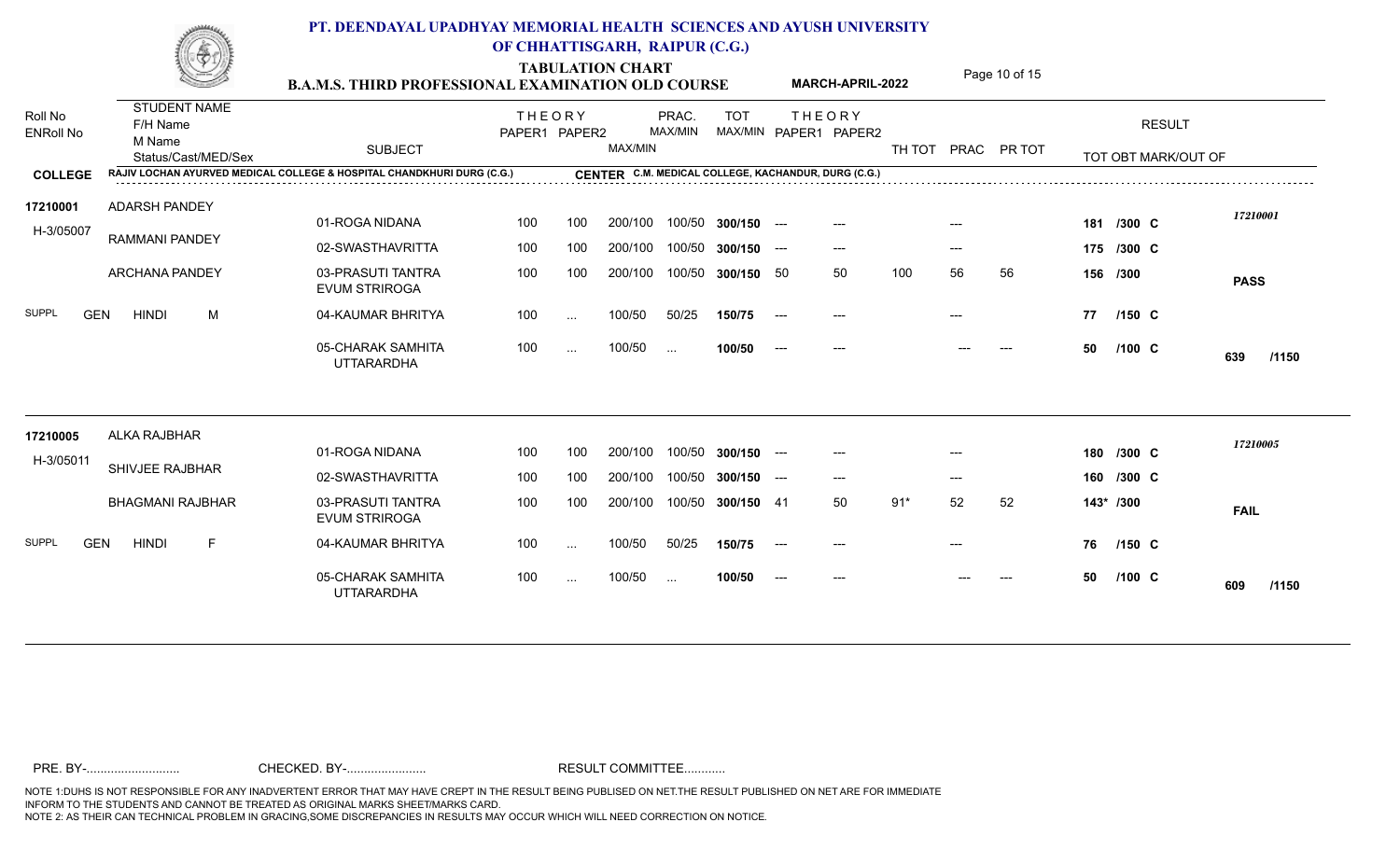# PT. DEENDAYAL UPADHYAY MEMORIAL HEALTH SCIENCES AND AYUSH UNIVERSITY OF CHHATTISGARH, RAIPUR (C.G.)

## TABULATION CHART

**B.A.M.S. THIRD PROFESSIONAL EXAMINATION OLD COURSE** — **MARCH-APRIL-2022**

| Roll No / ENRoll No | STUDENT NAME / F/H Name / M Name / Status/Cast/MED/Sex | SUBJECT | THEORY PAPER1 | THEORY PAPER2 | MAX/MIN | PRAC. MAX/MIN | TOT MAX/MIN | THEORY PAPER1 | THEORY PAPER2 | TH TOT | PRAC | PR TOT | RESULT TOT OBT MARK/OUT OF | |
|---|---|---|---|---|---|---|---|---|---|---|---|---|---|---|

**COLLEGE** RAJIV LOCHAN AYURVED MEDICAL COLLEGE & HOSPITAL CHANDKHURI DURG (C.G.) **CENTER** C.M. MEDICAL COLLEGE, KACHANDUR, DURG (C.G.)

| Roll No / ENRoll No | STUDENT NAME / F/H Name / M Name / Status/Cast/MED/Sex | SUBJECT | THEORY PAPER1 | THEORY PAPER2 | MAX/MIN | PRAC. MAX/MIN | TOT MAX/MIN | THEORY PAPER1 | THEORY PAPER2 | TH TOT | PRAC | PR TOT | RESULT TOT OBT MARK/OUT OF | |
|---|---|---|---|---|---|---|---|---|---|---|---|---|---|---|
| 17210001 | ADARSH PANDEY | 01-ROGA NIDANA | 100 | 100 | 200/100 | 100/50 | 300/150 | --- | --- | | --- | | 181 /300 C | 17210001 |
| H-3/05007 | RAMMANI PANDEY | 02-SWASTHAVRITTA | 100 | 100 | 200/100 | 100/50 | 300/150 | --- | --- | | --- | | 175 /300 C | |
| | ARCHANA PANDEY | 03-PRASUTI TANTRA EVUM STRIROGA | 100 | 100 | 200/100 | 100/50 | 300/150 | 50 | 50 | 100 | 56 | 56 | 156 /300 | PASS |
| SUPPL | GEN HINDI M | 04-KAUMAR BHRITYA | 100 | ... | 100/50 | 50/25 | 150/75 | --- | --- | | --- | | 77 /150 C | |
| | | 05-CHARAK SAMHITA UTTARARDHA | 100 | ... | 100/50 | ... | 100/50 | --- | --- | | --- | --- | 50 /100 C | 639 /1150 |
| 17210005 | ALKA RAJBHAR | 01-ROGA NIDANA | 100 | 100 | 200/100 | 100/50 | 300/150 | --- | --- | | --- | | 180 /300 C | 17210005 |
| H-3/05011 | SHIVJEE RAJBHAR | 02-SWASTHAVRITTA | 100 | 100 | 200/100 | 100/50 | 300/150 | --- | --- | | --- | | 160 /300 C | |
| | BHAGMANI RAJBHAR | 03-PRASUTI TANTRA EVUM STRIROGA | 100 | 100 | 200/100 | 100/50 | 300/150 | 41 | 50 | 91* | 52 | 52 | 143* /300 | FAIL |
| SUPPL | GEN HINDI F | 04-KAUMAR BHRITYA | 100 | ... | 100/50 | 50/25 | 150/75 | --- | --- | | --- | | 76 /150 C | |
| | | 05-CHARAK SAMHITA UTTARARDHA | 100 | ... | 100/50 | ... | 100/50 | --- | --- | | --- | --- | 50 /100 C | 609 /1150 |

PRE. BY-.......................... CHECKED. BY-...................... RESULT COMMITTEE...........

NOTE 1:DUHS IS NOT RESPONSIBLE FOR ANY INADVERTENT ERROR THAT MAY HAVE CREPT IN THE RESULT BEING PUBLISED ON NET.THE RESULT PUBLISHED ON NET ARE FOR IMMEDIATE INFORM TO THE STUDENTS AND CANNOT BE TREATED AS ORIGINAL MARKS SHEET/MARKS CARD.
NOTE 2: AS THEIR CAN TECHNICAL PROBLEM IN GRACING,SOME DISCREPANCIES IN RESULTS MAY OCCUR WHICH WILL NEED CORRECTION ON NOTICE.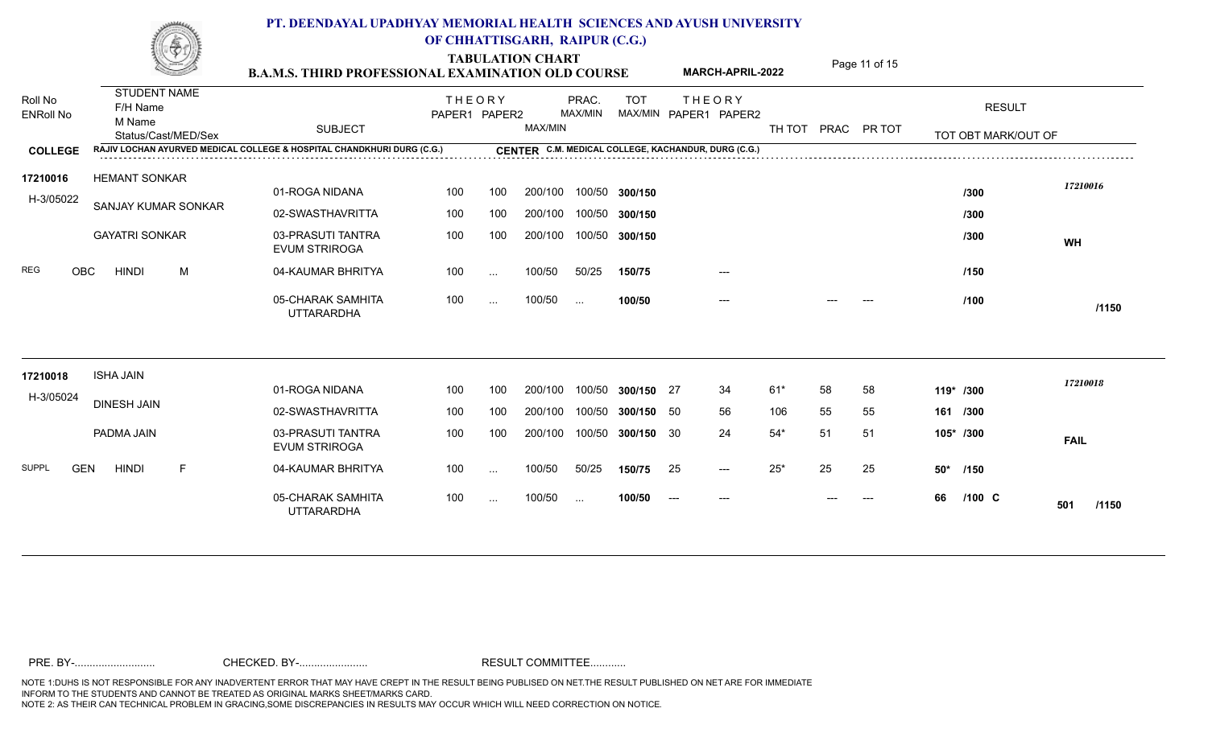# PT. DEENDAYAL UPADHYAY MEMORIAL HEALTH SCIENCES AND AYUSH UNIVERSITY OF CHHATTISGARH, RAIPUR (C.G.)

## TABULATION CHART

**B.A.M.S. THIRD PROFESSIONAL EXAMINATION OLD COURSE** — **MARCH-APRIL-2022**

| Roll No / ENRoll No | STUDENT NAME / F/H Name / M Name / Status/Cast/MED/Sex | SUBJECT | THEORY PAPER1 | THEORY PAPER2 | MAX/MIN | PRAC. MAX/MIN | TOT MAX/MIN | THEORY PAPER1 | THEORY PAPER2 | TH TOT | PRAC | PR TOT | TOT OBT MARK/OUT OF | RESULT |
|---|---|---|---|---|---|---|---|---|---|---|---|---|---|---|
| **COLLEGE** | RAJIV LOCHAN AYURVED MEDICAL COLLEGE & HOSPITAL CHANDKHURI DURG (C.G.) | | | | | | | | | | | | | **CENTER** C.M. MEDICAL COLLEGE, KACHANDUR, DURG (C.G.) |
| 17210016 | HEMANT SONKAR | 01-ROGA NIDANA | 100 | 100 | 200/100 | 100/50 | 300/150 | | | | | | /300 | 17210016 |
| H-3/05022 | SANJAY KUMAR SONKAR | 02-SWASTHAVRITTA | 100 | 100 | 200/100 | 100/50 | 300/150 | | | | | | /300 | |
| | GAYATRI SONKAR | 03-PRASUTI TANTRA EVUM STRIROGA | 100 | 100 | 200/100 | 100/50 | 300/150 | | | | | | /300 | WH |
| REG | OBC HINDI M | 04-KAUMAR BHRITYA | 100 | ... | 100/50 | 50/25 | 150/75 | | --- | | | | /150 | |
| | | 05-CHARAK SAMHITA UTTARARDHA | 100 | ... | 100/50 | ... | 100/50 | | --- | | --- | --- | /100 | /1150 |
| 17210018 | ISHA JAIN | 01-ROGA NIDANA | 100 | 100 | 200/100 | 100/50 | 300/150 | 27 | 34 | 61* | 58 | 58 | 119* /300 | 17210018 |
| H-3/05024 | DINESH JAIN | 02-SWASTHAVRITTA | 100 | 100 | 200/100 | 100/50 | 300/150 | 50 | 56 | 106 | 55 | 55 | 161 /300 | |
| | PADMA JAIN | 03-PRASUTI TANTRA EVUM STRIROGA | 100 | 100 | 200/100 | 100/50 | 300/150 | 30 | 24 | 54* | 51 | 51 | 105* /300 | FAIL |
| SUPPL | GEN HINDI F | 04-KAUMAR BHRITYA | 100 | ... | 100/50 | 50/25 | 150/75 | 25 | --- | 25* | 25 | 25 | 50* /150 | |
| | | 05-CHARAK SAMHITA UTTARARDHA | 100 | ... | 100/50 | ... | 100/50 | --- | --- | | --- | --- | 66 /100 C | 501 /1150 |

PRE. BY-.......................... CHECKED. BY-....................... RESULT COMMITTEE...........

NOTE 1:DUHS IS NOT RESPONSIBLE FOR ANY INADVERTENT ERROR THAT MAY HAVE CREPT IN THE RESULT BEING PUBLISED ON NET.THE RESULT PUBLISHED ON NET ARE FOR IMMEDIATE INFORM TO THE STUDENTS AND CANNOT BE TREATED AS ORIGINAL MARKS SHEET/MARKS CARD.
NOTE 2: AS THEIR CAN TECHNICAL PROBLEM IN GRACING,SOME DISCREPANCIES IN RESULTS MAY OCCUR WHICH WILL NEED CORRECTION ON NOTICE.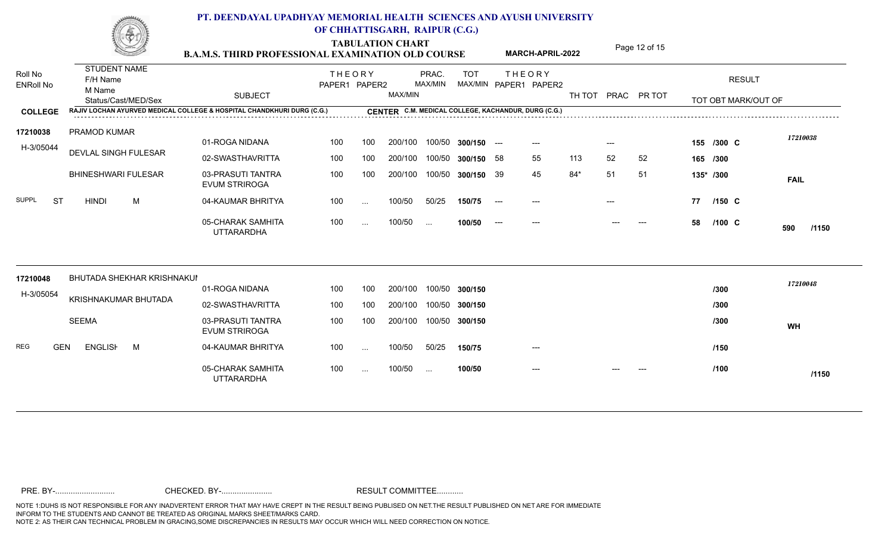# PT. DEENDAYAL UPADHYAY MEMORIAL HEALTH SCIENCES AND AYUSH UNIVERSITY OF CHHATTISGARH, RAIPUR (C.G.)

## TABULATION CHART

**B.A.M.S. THIRD PROFESSIONAL EXAMINATION OLD COURSE** — **MARCH-APRIL-2022**

**COLLEGE:** RAJIV LOCHAN AYURVED MEDICAL COLLEGE & HOSPITAL CHANDKHURI DURG (C.G.)
**CENTER:** C.M. MEDICAL COLLEGE, KACHANDUR, DURG (C.G.)

| Roll No / ENRoll No | STUDENT NAME / F/H Name / M Name / Status/Cast/MED/Sex | SUBJECT | THEORY PAPER1 | THEORY PAPER2 | MAX/MIN | PRAC. MAX/MIN | TOT MAX/MIN | THEORY PAPER1 | THEORY PAPER2 | TH TOT | PRAC | PR TOT | TOT OBT MARK/OUT OF | RESULT |
|---|---|---|---|---|---|---|---|---|---|---|---|---|---|---|
| 17210038 | PRAMOD KUMAR | 01-ROGA NIDANA | 100 | 100 | 200/100 | 100/50 | 300/150 | --- | --- | | --- | | 155 /300 C | 17210038 |
| H-3/05044 | DEVLAL SINGH FULESAR | 02-SWASTHAVRITTA | 100 | 100 | 200/100 | 100/50 | 300/150 | 58 | 55 | 113 | 52 | 52 | 165 /300 | |
| | BHINESHWARI FULESAR | 03-PRASUTI TANTRA EVUM STRIROGA | 100 | 100 | 200/100 | 100/50 | 300/150 | 39 | 45 | 84* | 51 | 51 | 135* /300 | FAIL |
| SUPPL | ST HINDI M | 04-KAUMAR BHRITYA | 100 | ... | 100/50 | 50/25 | 150/75 | --- | --- | | --- | | 77 /150 C | |
| | | 05-CHARAK SAMHITA UTTARARDHA | 100 | ... | 100/50 | ... | 100/50 | --- | --- | | --- | --- | 58 /100 C | 590 /1150 |
| 17210048 | BHUTADA SHEKHAR KRISHNAKUI | 01-ROGA NIDANA | 100 | 100 | 200/100 | 100/50 | 300/150 | | | | | | /300 | 17210048 |
| H-3/05054 | KRISHNAKUMAR BHUTADA | 02-SWASTHAVRITTA | 100 | 100 | 200/100 | 100/50 | 300/150 | | | | | | /300 | |
| | SEEMA | 03-PRASUTI TANTRA EVUM STRIROGA | 100 | 100 | 200/100 | 100/50 | 300/150 | | | | | | /300 | WH |
| REG | GEN ENGLISH M | 04-KAUMAR BHRITYA | 100 | ... | 100/50 | 50/25 | 150/75 | | --- | | | | /150 | |
| | | 05-CHARAK SAMHITA UTTARARDHA | 100 | ... | 100/50 | ... | 100/50 | | --- | | --- | --- | /100 | /1150 |

PRE. BY-.......................... CHECKED. BY-...................... RESULT COMMITTEE...........

NOTE 1:DUHS IS NOT RESPONSIBLE FOR ANY INADVERTENT ERROR THAT MAY HAVE CREPT IN THE RESULT BEING PUBLISED ON NET.THE RESULT PUBLISHED ON NET ARE FOR IMMEDIATE INFORM TO THE STUDENTS AND CANNOT BE TREATED AS ORIGINAL MARKS SHEET/MARKS CARD.
NOTE 2: AS THEIR CAN TECHNICAL PROBLEM IN GRACING,SOME DISCREPANCIES IN RESULTS MAY OCCUR WHICH WILL NEED CORRECTION ON NOTICE.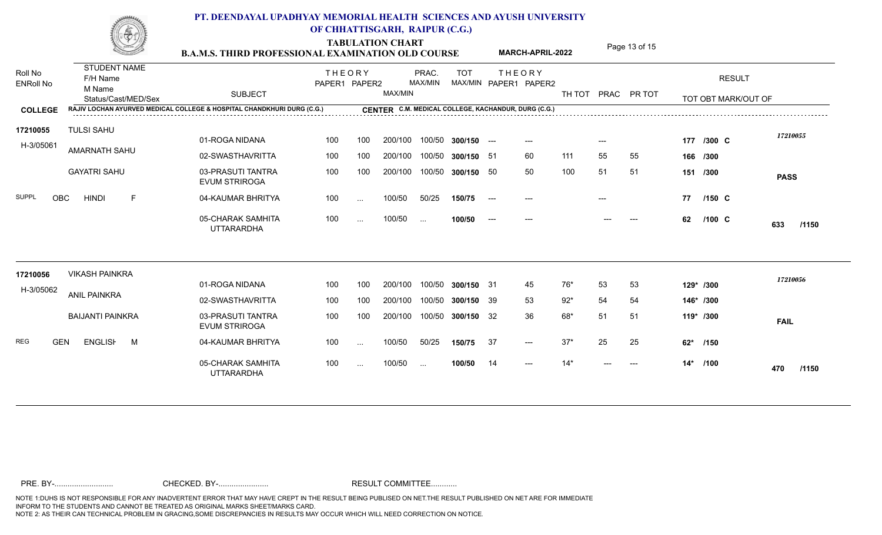# PT. DEENDAYAL UPADHYAY MEMORIAL HEALTH SCIENCES AND AYUSH UNIVERSITY OF CHHATTISGARH, RAIPUR (C.G.)

## TABULATION CHART

### B.A.M.S. THIRD PROFESSIONAL EXAMINATION OLD COURSE — MARCH-APRIL-2022

**COLLEGE:** RAJIV LOCHAN AYURVED MEDICAL COLLEGE & HOSPITAL CHANDKHURI DURG (C.G.)
**CENTER:** C.M. MEDICAL COLLEGE, KACHANDUR, DURG (C.G.)

| Roll No / ENRoll No | STUDENT NAME / F/H Name / M Name / Status/Cast/MED/Sex | SUBJECT | THEORY PAPER1 | THEORY PAPER2 | MAX/MIN | PRAC. MAX/MIN | TOT MAX/MIN | THEORY PAPER1 | THEORY PAPER2 | TH TOT | PRAC | PR TOT | TOT OBT MARK/OUT OF | RESULT |
|---|---|---|---|---|---|---|---|---|---|---|---|---|---|---|
| 17210055 | TULSI SAHU | 01-ROGA NIDANA | 100 | 100 | 200/100 | 100/50 | 300/150 | --- | --- | | --- | | 177 /300 C | 17210055 |
| H-3/05061 | AMARNATH SAHU | 02-SWASTHAVRITTA | 100 | 100 | 200/100 | 100/50 | 300/150 | 51 | 60 | 111 | 55 | 55 | 166 /300 | |
| | GAYATRI SAHU | 03-PRASUTI TANTRA EVUM STRIROGA | 100 | 100 | 200/100 | 100/50 | 300/150 | 50 | 50 | 100 | 51 | 51 | 151 /300 | PASS |
| SUPPL | OBC HINDI F | 04-KAUMAR BHRITYA | 100 | ... | 100/50 | 50/25 | 150/75 | --- | --- | | --- | | 77 /150 C | |
| | | 05-CHARAK SAMHITA UTTARARDHA | 100 | ... | 100/50 | ... | 100/50 | --- | --- | | --- | --- | 62 /100 C | 633 /1150 |
| 17210056 | VIKASH PAINKRA | 01-ROGA NIDANA | 100 | 100 | 200/100 | 100/50 | 300/150 | 31 | 45 | 76* | 53 | 53 | 129* /300 | 17210056 |
| H-3/05062 | ANIL PAINKRA | 02-SWASTHAVRITTA | 100 | 100 | 200/100 | 100/50 | 300/150 | 39 | 53 | 92* | 54 | 54 | 146* /300 | |
| | BAIJANTI PAINKRA | 03-PRASUTI TANTRA EVUM STRIROGA | 100 | 100 | 200/100 | 100/50 | 300/150 | 32 | 36 | 68* | 51 | 51 | 119* /300 | FAIL |
| REG | GEN ENGLISH M | 04-KAUMAR BHRITYA | 100 | ... | 100/50 | 50/25 | 150/75 | 37 | --- | 37* | 25 | 25 | 62* /150 | |
| | | 05-CHARAK SAMHITA UTTARARDHA | 100 | ... | 100/50 | ... | 100/50 | 14 | --- | 14* | --- | --- | 14* /100 | 470 /1150 |

PRE. BY-........................... CHECKED. BY-....................... RESULT COMMITTEE............

NOTE 1:DUHS IS NOT RESPONSIBLE FOR ANY INADVERTENT ERROR THAT MAY HAVE CREPT IN THE RESULT BEING PUBLISED ON NET.THE RESULT PUBLISHED ON NET ARE FOR IMMEDIATE INFORM TO THE STUDENTS AND CANNOT BE TREATED AS ORIGINAL MARKS SHEET/MARKS CARD.
NOTE 2: AS THEIR CAN TECHNICAL PROBLEM IN GRACING,SOME DISCREPANCIES IN RESULTS MAY OCCUR WHICH WILL NEED CORRECTION ON NOTICE.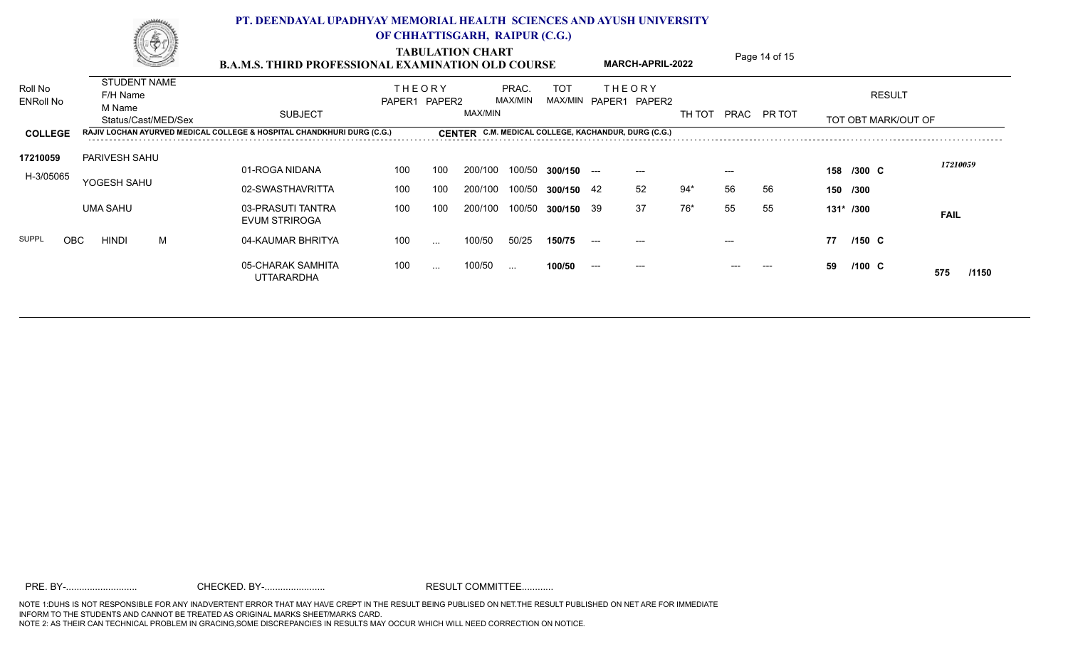# PT. DEENDAYAL UPADHYAY MEMORIAL HEALTH SCIENCES AND AYUSH UNIVERSITY OF CHHATTISGARH, RAIPUR (C.G.)

## TABULATION CHART

**B.A.M.S. THIRD PROFESSIONAL EXAMINATION OLD COURSE** — **MARCH-APRIL-2022**

| Roll No / ENRoll No | STUDENT NAME / F/H Name / M Name / Status/Cast/MED/Sex | SUBJECT | THEORY PAPER1 | THEORY PAPER2 | PRAC. MAX/MIN | | TOT MAX/MIN | THEORY PAPER1 | THEORY PAPER2 | TH TOT | PRAC | PR TOT | RESULT / TOT OBT MARK/OUT OF | |
|---|---|---|---|---|---|---|---|---|---|---|---|---|---|---|
| | | | | | MAX/MIN | | | | | | | | | |

**COLLEGE** RAJIV LOCHAN AYURVED MEDICAL COLLEGE & HOSPITAL CHANDKHURI DURG (C.G.) **CENTER** C.M. MEDICAL COLLEGE, KACHANDUR, DURG (C.G.)

| Roll No / ENRoll No | Student | SUBJECT | PAPER1 | PAPER2 | MAX/MIN | PRAC. MAX/MIN | TOT MAX/MIN | PAPER1 | PAPER2 | TH TOT | PRAC | PR TOT | TOT OBT | Result |
|---|---|---|---|---|---|---|---|---|---|---|---|---|---|---|
| 17210059 | PARIVESH SAHU | 01-ROGA NIDANA | 100 | 100 | 200/100 | 100/50 | 300/150 | --- | --- | | --- | | 158 /300 C | *17210059* |
| H-3/05065 | YOGESH SAHU | 02-SWASTHAVRITTA | 100 | 100 | 200/100 | 100/50 | 300/150 | 42 | 52 | 94* | 56 | 56 | 150 /300 | |
| | UMA SAHU | 03-PRASUTI TANTRA EVUM STRIROGA | 100 | 100 | 200/100 | 100/50 | 300/150 | 39 | 37 | 76* | 55 | 55 | 131* /300 | FAIL |
| SUPPL | OBC HINDI M | 04-KAUMAR BHRITYA | 100 | ... | 100/50 | 50/25 | 150/75 | --- | --- | | --- | | 77 /150 C | |
| | | 05-CHARAK SAMHITA UTTARARDHA | 100 | ... | 100/50 | ... | 100/50 | --- | --- | | --- | --- | 59 /100 C | 575 /1150 |

PRE. BY-.......................... CHECKED. BY-...................... RESULT COMMITTEE...........

NOTE 1:DUHS IS NOT RESPONSIBLE FOR ANY INADVERTENT ERROR THAT MAY HAVE CREPT IN THE RESULT BEING PUBLISED ON NET.THE RESULT PUBLISHED ON NET ARE FOR IMMEDIATE INFORM TO THE STUDENTS AND CANNOT BE TREATED AS ORIGINAL MARKS SHEET/MARKS CARD.
NOTE 2: AS THEIR CAN TECHNICAL PROBLEM IN GRACING,SOME DISCREPANCIES IN RESULTS MAY OCCUR WHICH WILL NEED CORRECTION ON NOTICE.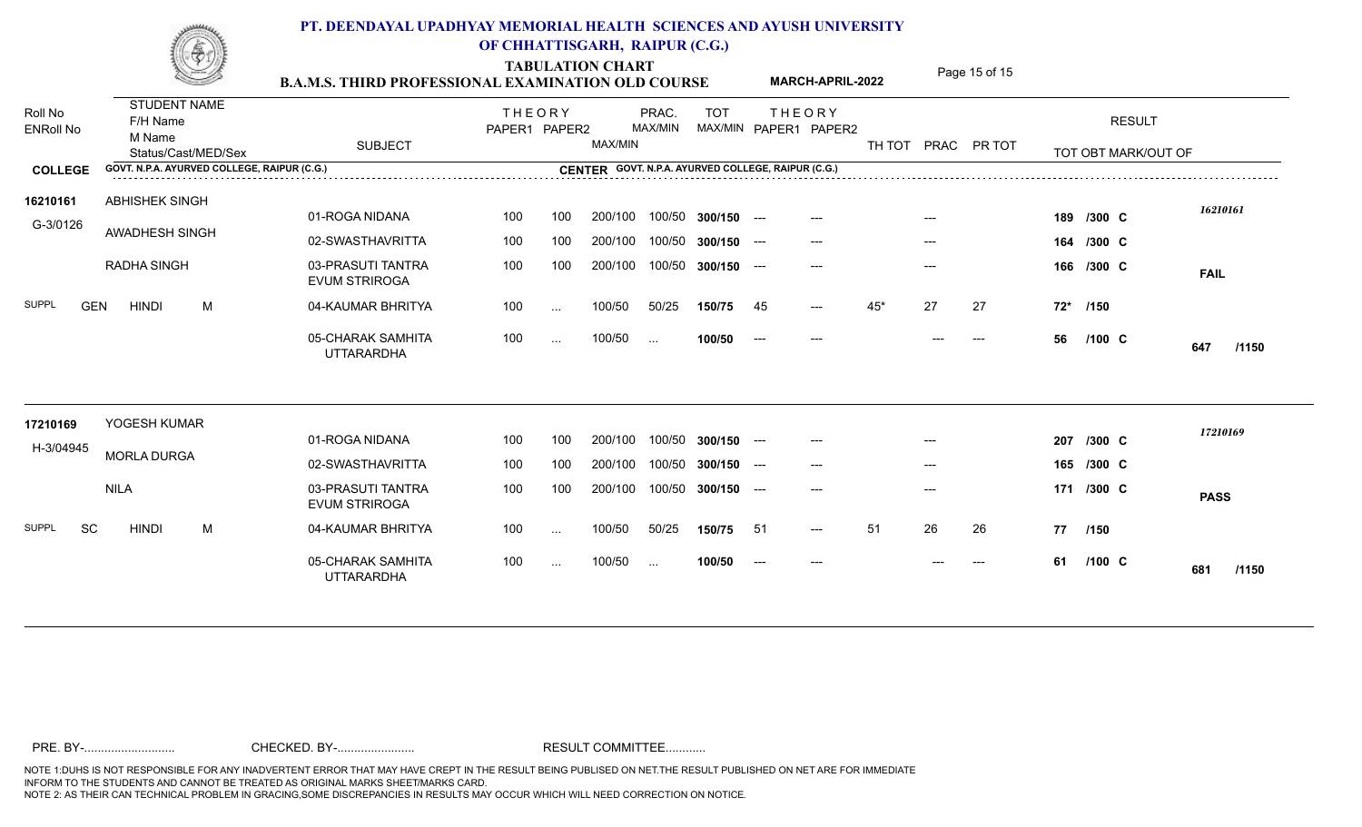# PT. DEENDAYAL UPADHYAY MEMORIAL HEALTH SCIENCES AND AYUSH UNIVERSITY OF CHHATTISGARH, RAIPUR (C.G.)

## TABULATION CHART

**B.A.M.S. THIRD PROFESSIONAL EXAMINATION OLD COURSE** — **MARCH-APRIL-2022**

| Roll No / ENRoll No | STUDENT NAME / F/H Name / M Name / Status/Cast/MED/Sex | SUBJECT | THEORY PAPER1 | THEORY PAPER2 | MAX/MIN | PRAC. MAX/MIN | TOT MAX/MIN | THEORY PAPER1 | THEORY PAPER2 | TH TOT | PRAC | PR TOT | RESULT TOT OBT MARK/OUT OF | |
|---|---|---|---|---|---|---|---|---|---|---|---|---|---|---|
| **COLLEGE** GOVT. N.P.A. AYURVED COLLEGE, RAIPUR (C.G.) | | **CENTER** GOVT. N.P.A. AYURVED COLLEGE, RAIPUR (C.G.) | | | | | | | | | | | | |
| **16210161** | ABHISHEK SINGH | 01-ROGA NIDANA | 100 | 100 | 200/100 | 100/50 | **300/150** | --- | --- | | --- | | **189 /300 C** | *16210161* |
| G-3/0126 | AWADHESH SINGH | 02-SWASTHAVRITTA | 100 | 100 | 200/100 | 100/50 | **300/150** | --- | --- | | --- | | **164 /300 C** | |
| | RADHA SINGH | 03-PRASUTI TANTRA EVUM STRIROGA | 100 | 100 | 200/100 | 100/50 | **300/150** | --- | --- | | --- | | **166 /300 C** | **FAIL** |
| SUPPL | GEN HINDI M | 04-KAUMAR BHRITYA | 100 | ... | 100/50 | 50/25 | **150/75** | 45 | --- | 45* | 27 | 27 | **72* /150** | |
| | | 05-CHARAK SAMHITA UTTARARDHA | 100 | ... | 100/50 | ... | **100/50** | --- | --- | | --- | --- | **56 /100 C** | **647 /1150** |
| **17210169** | YOGESH KUMAR | 01-ROGA NIDANA | 100 | 100 | 200/100 | 100/50 | **300/150** | --- | --- | | --- | | **207 /300 C** | *17210169* |
| H-3/04945 | MORLA DURGA | 02-SWASTHAVRITTA | 100 | 100 | 200/100 | 100/50 | **300/150** | --- | --- | | --- | | **165 /300 C** | |
| | NILA | 03-PRASUTI TANTRA EVUM STRIROGA | 100 | 100 | 200/100 | 100/50 | **300/150** | --- | --- | | --- | | **171 /300 C** | **PASS** |
| SUPPL | SC HINDI M | 04-KAUMAR BHRITYA | 100 | ... | 100/50 | 50/25 | **150/75** | 51 | --- | 51 | 26 | 26 | **77 /150** | |
| | | 05-CHARAK SAMHITA UTTARARDHA | 100 | ... | 100/50 | ... | **100/50** | --- | --- | | --- | --- | **61 /100 C** | **681 /1150** |

PRE. BY-.......................... CHECKED. BY-....................... RESULT COMMITTEE...........

NOTE 1:DUHS IS NOT RESPONSIBLE FOR ANY INADVERTENT ERROR THAT MAY HAVE CREPT IN THE RESULT BEING PUBLISED ON NET.THE RESULT PUBLISHED ON NET ARE FOR IMMEDIATE INFORM TO THE STUDENTS AND CANNOT BE TREATED AS ORIGINAL MARKS SHEET/MARKS CARD.
NOTE 2: AS THEIR CAN TECHNICAL PROBLEM IN GRACING,SOME DISCREPANCIES IN RESULTS MAY OCCUR WHICH WILL NEED CORRECTION ON NOTICE.